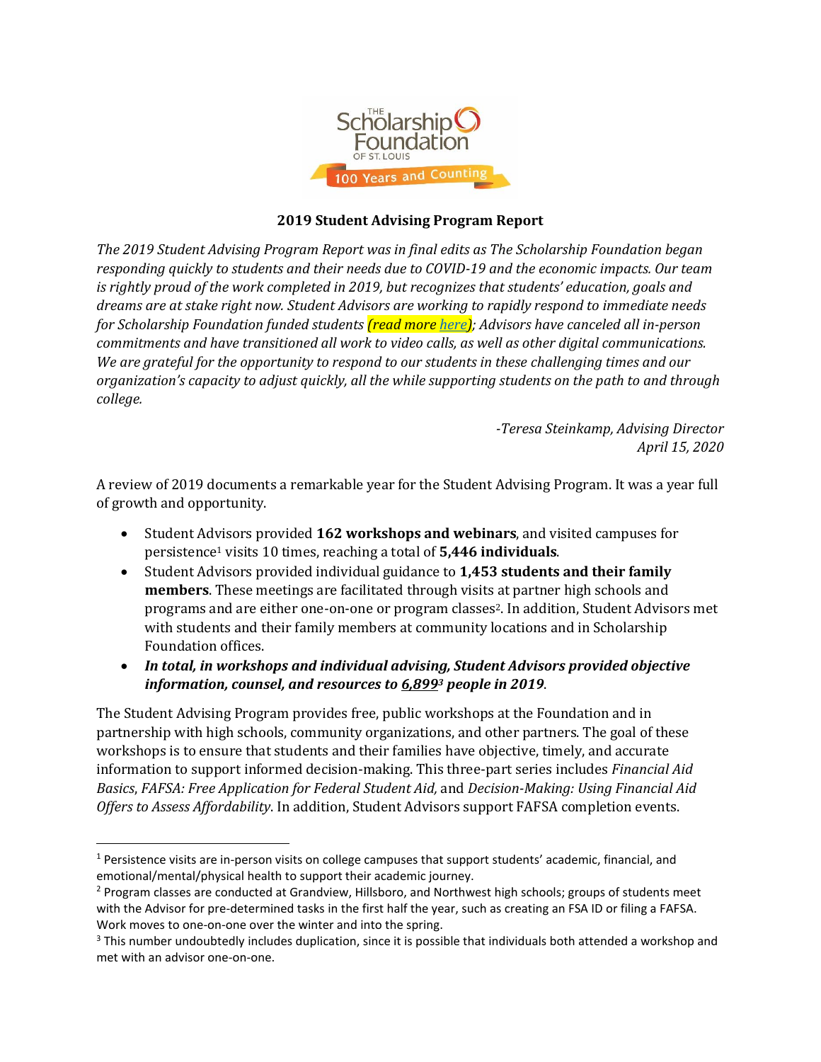# 2019 Student Advising Program Report

*The 2019 Student Advising Program Report was in final edits as The Scholarship Foundation began responding quickly to students and their needs due to COVID-19 and the economic impacts. Our team is rightly proud of the work completed in 2019, but recognizes that students' education, goals and dreams are at stake right now. Student Advisors are working to rapidly respond to immediate needs for Scholarship Foundation funded students **(read more here)**; Advisors have canceled all in-person commitments and have transitioned all work to video calls, as well as other digital communications. We are grateful for the opportunity to respond to our students in these challenging times and our organization's capacity to adjust quickly, all the while supporting students on the path to and through college.*

*-Teresa Steinkamp, Advising Director*
*April 15, 2020*

A review of 2019 documents a remarkable year for the Student Advising Program. It was a year full of growth and opportunity.

- Student Advisors provided **162 workshops and webinars**, and visited campuses for persistence[1] visits 10 times, reaching a total of **5,446 individuals**.
- Student Advisors provided individual guidance to **1,453 students and their family members**. These meetings are facilitated through visits at partner high schools and programs and are either one-on-one or program classes[2]. In addition, Student Advisors met with students and their family members at community locations and in Scholarship Foundation offices.
- ***In total, in workshops and individual advising, Student Advisors provided objective information, counsel, and resources to 6,899[3] people in 2019***.

The Student Advising Program provides free, public workshops at the Foundation and in partnership with high schools, community organizations, and other partners. The goal of these workshops is to ensure that students and their families have objective, timely, and accurate information to support informed decision-making. This three-part series includes *Financial Aid Basics*, *FAFSA: Free Application for Federal Student Aid,* and *Decision-Making: Using Financial Aid Offers to Assess Affordability*. In addition, Student Advisors support FAFSA completion events.

---

[1] Persistence visits are in-person visits on college campuses that support students' academic, financial, and emotional/mental/physical health to support their academic journey.

[2] Program classes are conducted at Grandview, Hillsboro, and Northwest high schools; groups of students meet with the Advisor for pre-determined tasks in the first half the year, such as creating an FSA ID or filing a FAFSA. Work moves to one-on-one over the winter and into the spring.

[3] This number undoubtedly includes duplication, since it is possible that individuals both attended a workshop and met with an advisor one-on-one.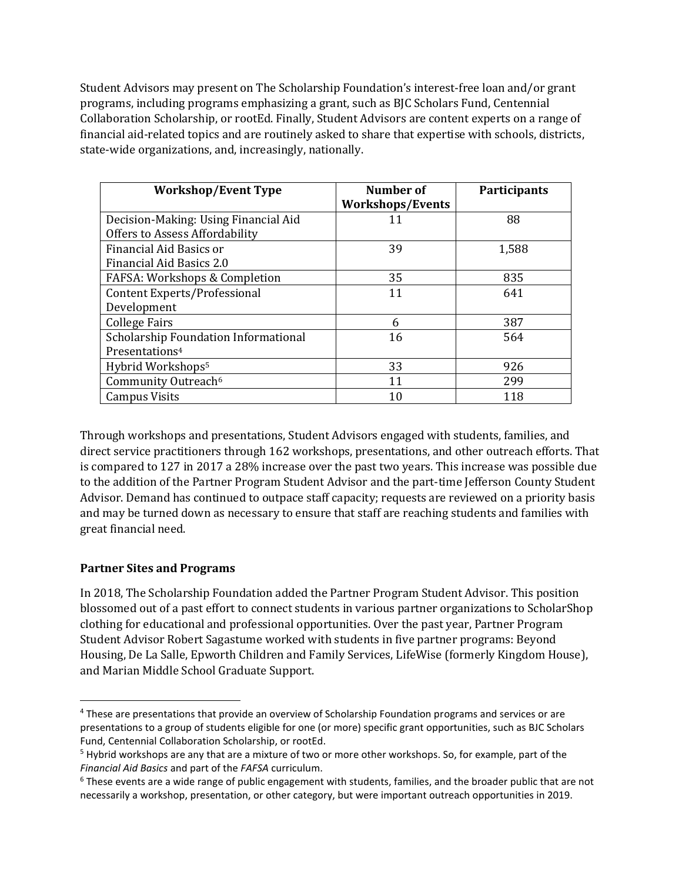Student Advisors may present on The Scholarship Foundation's interest-free loan and/or grant programs, including programs emphasizing a grant, such as BJC Scholars Fund, Centennial Collaboration Scholarship, or rootEd. Finally, Student Advisors are content experts on a range of financial aid-related topics and are routinely asked to share that expertise with schools, districts, state-wide organizations, and, increasingly, nationally.

| Workshop/Event Type | Number of Workshops/Events | Participants |
|---|---|---|
| Decision-Making: Using Financial Aid Offers to Assess Affordability | 11 | 88 |
| Financial Aid Basics or Financial Aid Basics 2.0 | 39 | 1,588 |
| FAFSA: Workshops & Completion | 35 | 835 |
| Content Experts/Professional Development | 11 | 641 |
| College Fairs | 6 | 387 |
| Scholarship Foundation Informational Presentations[4] | 16 | 564 |
| Hybrid Workshops[5] | 33 | 926 |
| Community Outreach[6] | 11 | 299 |
| Campus Visits | 10 | 118 |

Through workshops and presentations, Student Advisors engaged with students, families, and direct service practitioners through 162 workshops, presentations, and other outreach efforts. That is compared to 127 in 2017 a 28% increase over the past two years. This increase was possible due to the addition of the Partner Program Student Advisor and the part-time Jefferson County Student Advisor. Demand has continued to outpace staff capacity; requests are reviewed on a priority basis and may be turned down as necessary to ensure that staff are reaching students and families with great financial need.

**Partner Sites and Programs**

In 2018, The Scholarship Foundation added the Partner Program Student Advisor. This position blossomed out of a past effort to connect students in various partner organizations to ScholarShop clothing for educational and professional opportunities. Over the past year, Partner Program Student Advisor Robert Sagastume worked with students in five partner programs: Beyond Housing, De La Salle, Epworth Children and Family Services, LifeWise (formerly Kingdom House), and Marian Middle School Graduate Support.

---

[4] These are presentations that provide an overview of Scholarship Foundation programs and services or are presentations to a group of students eligible for one (or more) specific grant opportunities, such as BJC Scholars Fund, Centennial Collaboration Scholarship, or rootEd.

[5] Hybrid workshops are any that are a mixture of two or more other workshops. So, for example, part of the *Financial Aid Basics* and part of the *FAFSA* curriculum.

[6] These events are a wide range of public engagement with students, families, and the broader public that are not necessarily a workshop, presentation, or other category, but were important outreach opportunities in 2019.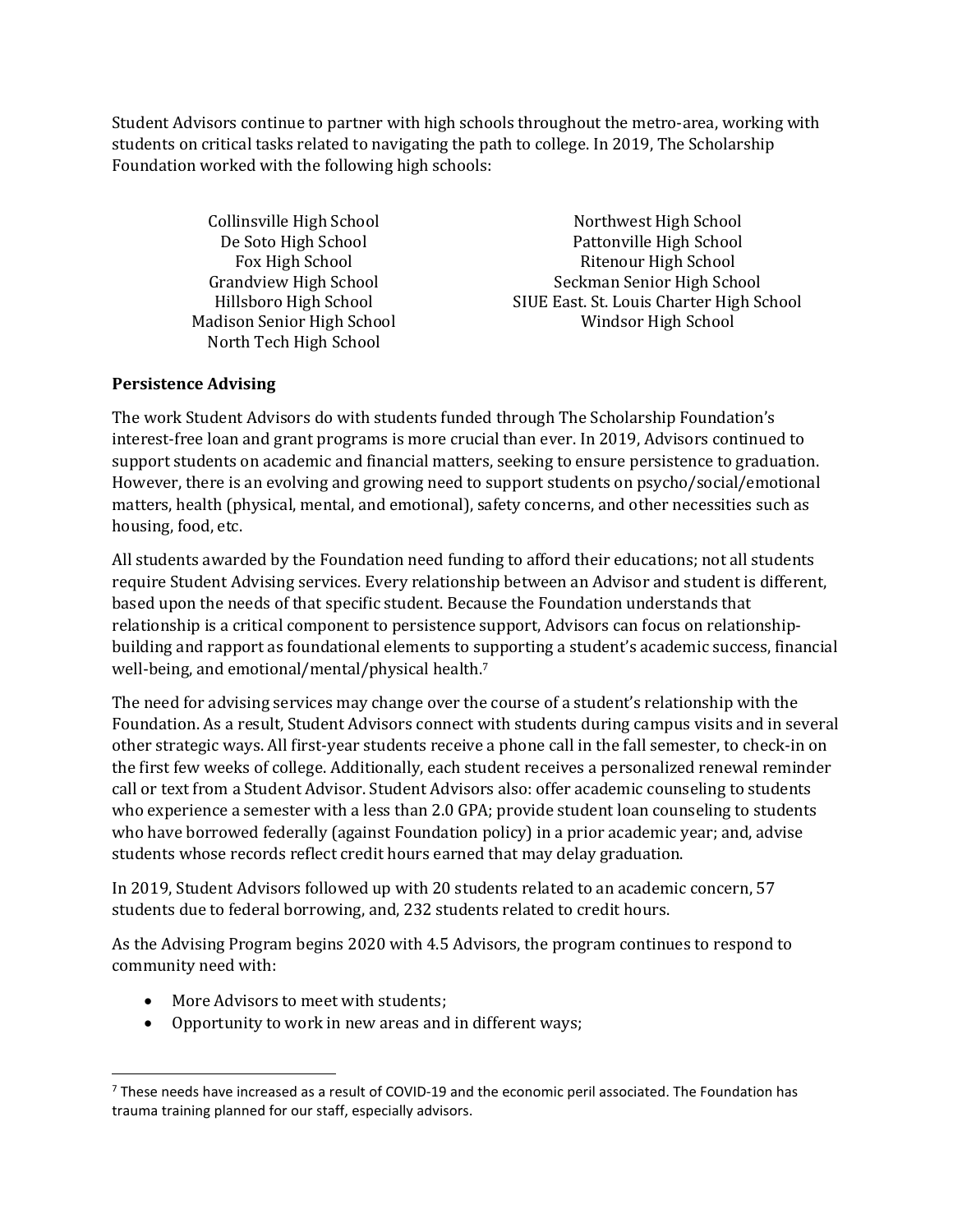Student Advisors continue to partner with high schools throughout the metro-area, working with students on critical tasks related to navigating the path to college. In 2019, The Scholarship Foundation worked with the following high schools:

Collinsville High School
De Soto High School
Fox High School
Grandview High School
Hillsboro High School
Madison Senior High School
North Tech High School
Northwest High School
Pattonville High School
Ritenour High School
Seckman Senior High School
SIUE East. St. Louis Charter High School
Windsor High School

**Persistence Advising**

The work Student Advisors do with students funded through The Scholarship Foundation's interest-free loan and grant programs is more crucial than ever. In 2019, Advisors continued to support students on academic and financial matters, seeking to ensure persistence to graduation. However, there is an evolving and growing need to support students on psycho/social/emotional matters, health (physical, mental, and emotional), safety concerns, and other necessities such as housing, food, etc.

All students awarded by the Foundation need funding to afford their educations; not all students require Student Advising services. Every relationship between an Advisor and student is different, based upon the needs of that specific student. Because the Foundation understands that relationship is a critical component to persistence support, Advisors can focus on relationship-building and rapport as foundational elements to supporting a student's academic success, financial well-being, and emotional/mental/physical health.[7]

The need for advising services may change over the course of a student's relationship with the Foundation. As a result, Student Advisors connect with students during campus visits and in several other strategic ways. All first-year students receive a phone call in the fall semester, to check-in on the first few weeks of college. Additionally, each student receives a personalized renewal reminder call or text from a Student Advisor. Student Advisors also: offer academic counseling to students who experience a semester with a less than 2.0 GPA; provide student loan counseling to students who have borrowed federally (against Foundation policy) in a prior academic year; and, advise students whose records reflect credit hours earned that may delay graduation.

In 2019, Student Advisors followed up with 20 students related to an academic concern, 57 students due to federal borrowing, and, 232 students related to credit hours.

As the Advising Program begins 2020 with 4.5 Advisors, the program continues to respond to community need with:

- More Advisors to meet with students;
- Opportunity to work in new areas and in different ways;

[7] These needs have increased as a result of COVID-19 and the economic peril associated. The Foundation has trauma training planned for our staff, especially advisors.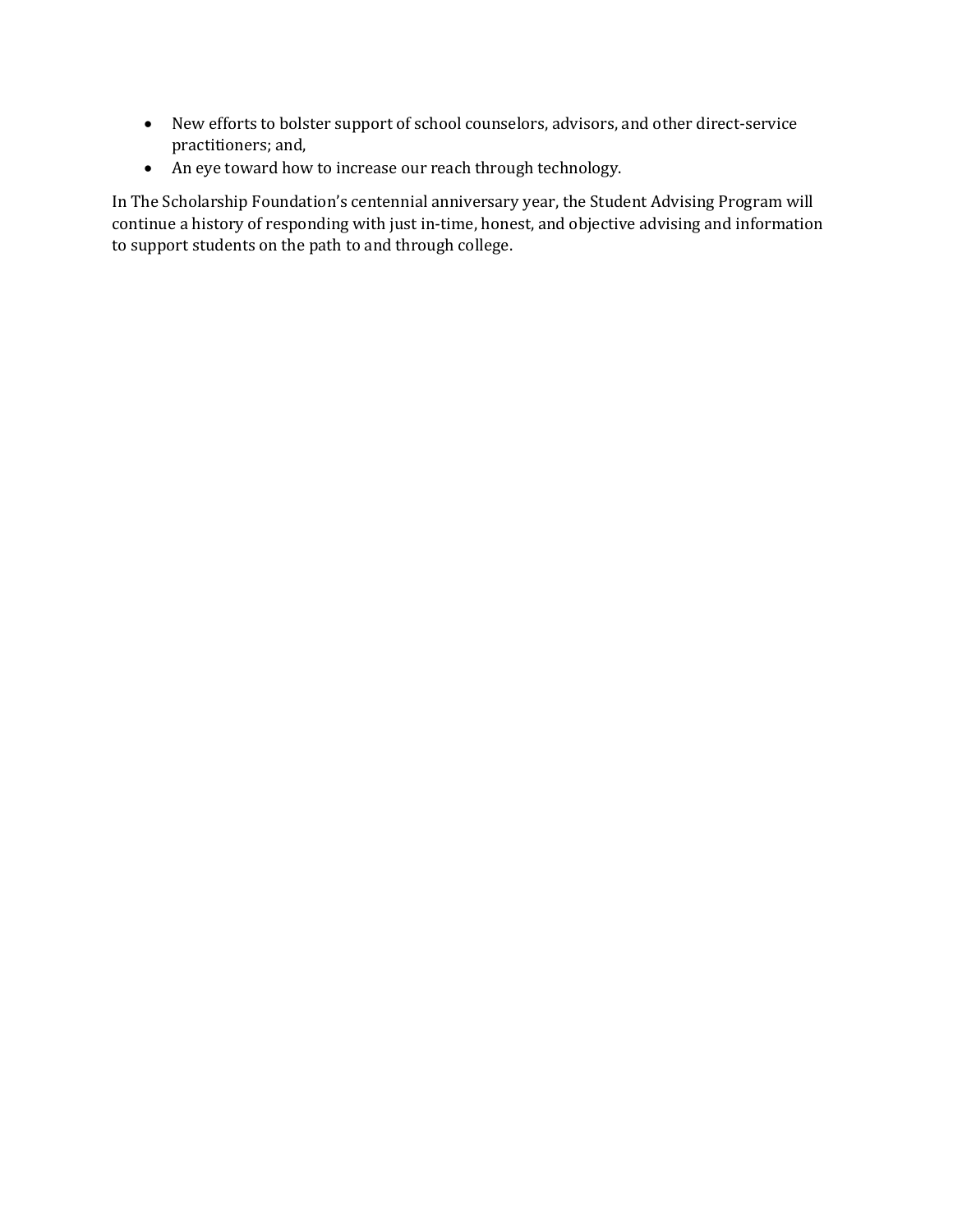- New efforts to bolster support of school counselors, advisors, and other direct-service practitioners; and,
- An eye toward how to increase our reach through technology.

In The Scholarship Foundation's centennial anniversary year, the Student Advising Program will continue a history of responding with just in-time, honest, and objective advising and information to support students on the path to and through college.